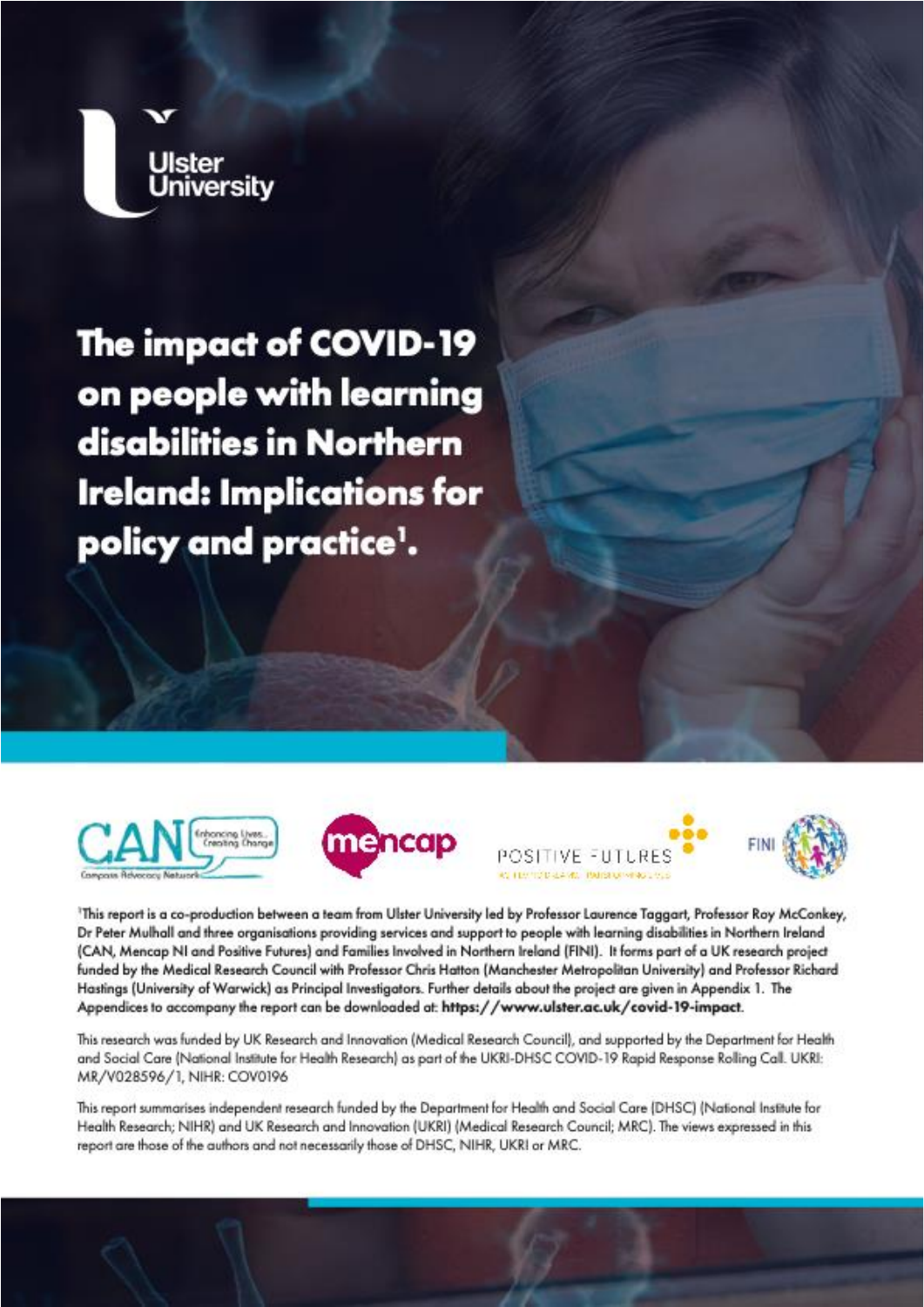Ulster University

# The impact of COVID-19 on people with learning disabilities in Northern Ireland: Implications for policy and practice[1].

[1]This report is a co-production between a team from Ulster University led by Professor Laurence Taggart, Professor Roy McConkey, Dr Peter Mulhall and three organisations providing services and support to people with learning disabilities in Northern Ireland (CAN, Mencap NI and Positive Futures) and Families Involved in Northern Ireland (FINI). It forms part of a UK research project funded by the Medical Research Council with Professor Chris Hatton (Manchester Metropolitan University) and Professor Richard Hastings (University of Warwick) as Principal Investigators. Further details about the project are given in Appendix 1. The Appendices to accompany the report can be downloaded at: **https://www.ulster.ac.uk/covid-19-impact**.

This research was funded by UK Research and Innovation (Medical Research Council), and supported by the Department for Health and Social Care (National Institute for Health Research) as part of the UKRI-DHSC COVID-19 Rapid Response Rolling Call. UKRI: MR/V028596/1, NIHR: COV0196

This report summarises independent research funded by the Department for Health and Social Care (DHSC) (National Institute for Health Research; NIHR) and UK Research and Innovation (UKRI) (Medical Research Council; MRC). The views expressed in this report are those of the authors and not necessarily those of DHSC, NIHR, UKRI or MRC.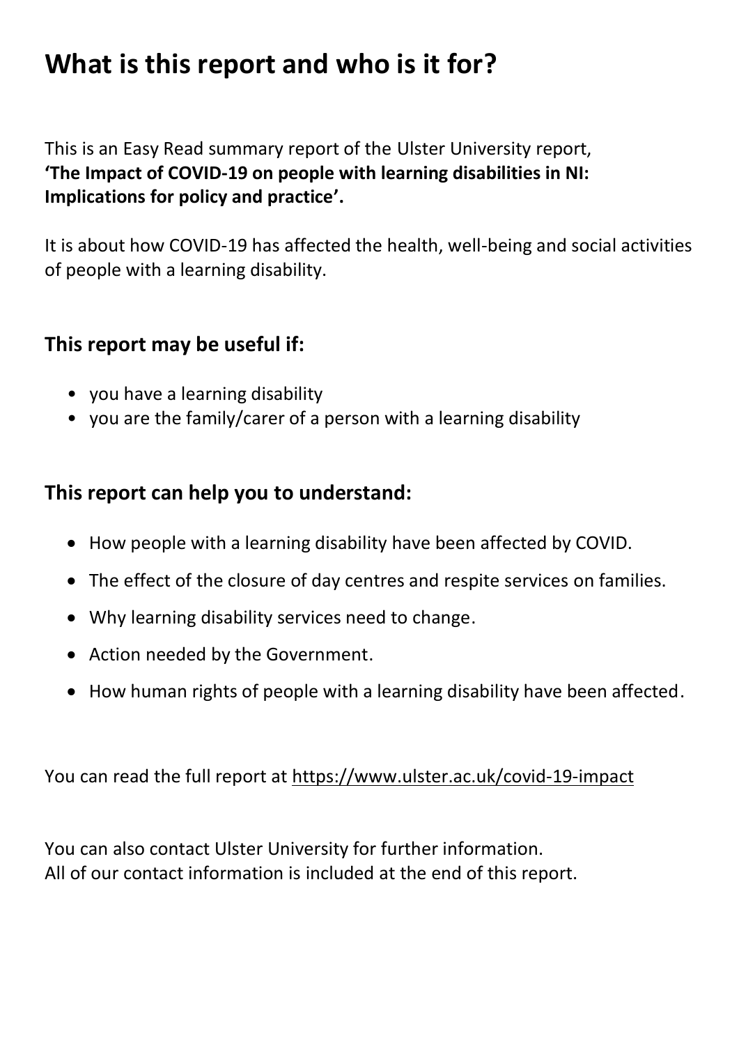# What is this report and who is it for?

This is an Easy Read summary report of the Ulster University report, **'The Impact of COVID-19 on people with learning disabilities in NI: Implications for policy and practice'.**

It is about how COVID-19 has affected the health, well-being and social activities of people with a learning disability.

## This report may be useful if:

- you have a learning disability
- you are the family/carer of a person with a learning disability

## This report can help you to understand:

- How people with a learning disability have been affected by COVID.
- The effect of the closure of day centres and respite services on families.
- Why learning disability services need to change.
- Action needed by the Government.
- How human rights of people with a learning disability have been affected.

You can read the full report at https://www.ulster.ac.uk/covid-19-impact

You can also contact Ulster University for further information.
All of our contact information is included at the end of this report.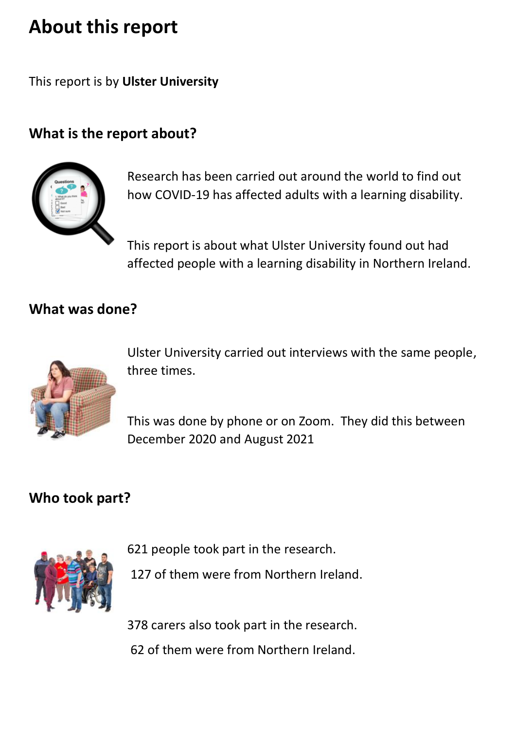# About this report

This report is by **Ulster University**

## What is the report about?

Research has been carried out around the world to find out how COVID-19 has affected adults with a learning disability.

This report is about what Ulster University found out had affected people with a learning disability in Northern Ireland.

## What was done?

Ulster University carried out interviews with the same people, three times.

This was done by phone or on Zoom. They did this between December 2020 and August 2021

## Who took part?

621 people took part in the research.

127 of them were from Northern Ireland.

378 carers also took part in the research.

62 of them were from Northern Ireland.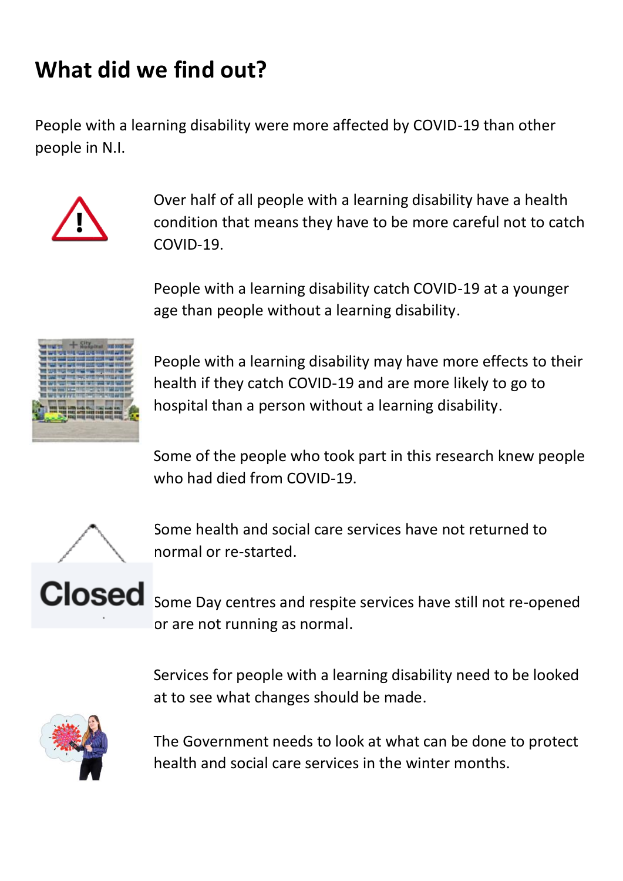# What did we find out?

People with a learning disability were more affected by COVID-19 than other people in N.I.

Over half of all people with a learning disability have a health condition that means they have to be more careful not to catch COVID-19.

People with a learning disability catch COVID-19 at a younger age than people without a learning disability.

People with a learning disability may have more effects to their health if they catch COVID-19 and are more likely to go to hospital than a person without a learning disability.

Some of the people who took part in this research knew people who had died from COVID-19.

Some health and social care services have not returned to normal or re-started.

Some Day centres and respite services have still not re-opened or are not running as normal.

Services for people with a learning disability need to be looked at to see what changes should be made.

The Government needs to look at what can be done to protect health and social care services in the winter months.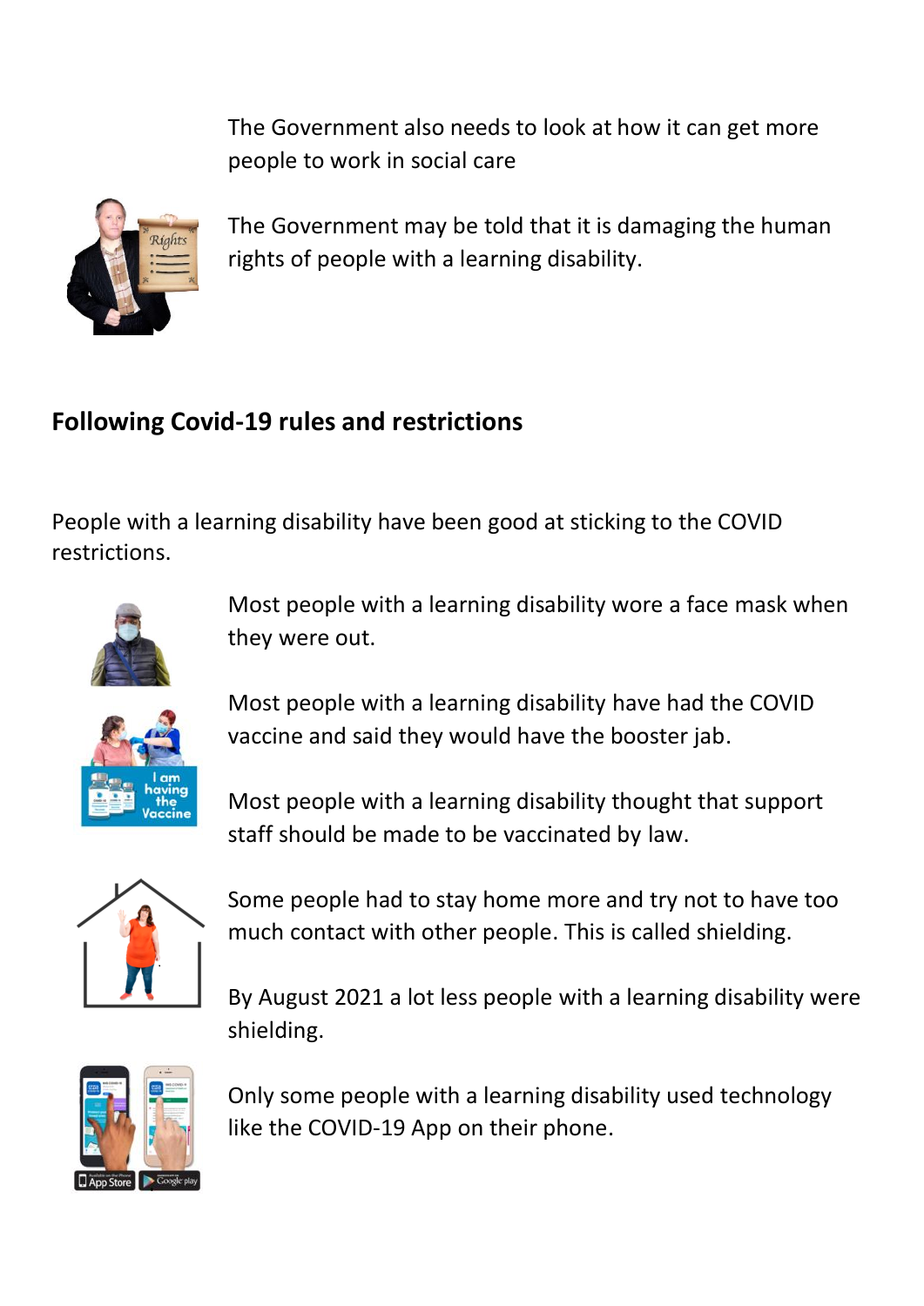The Government also needs to look at how it can get more people to work in social care

The Government may be told that it is damaging the human rights of people with a learning disability.

## Following Covid-19 rules and restrictions

People with a learning disability have been good at sticking to the COVID restrictions.

Most people with a learning disability wore a face mask when they were out.

Most people with a learning disability have had the COVID vaccine and said they would have the booster jab.

Most people with a learning disability thought that support staff should be made to be vaccinated by law.

Some people had to stay home more and try not to have too much contact with other people. This is called shielding.

By August 2021 a lot less people with a learning disability were shielding.

Only some people with a learning disability used technology like the COVID-19 App on their phone.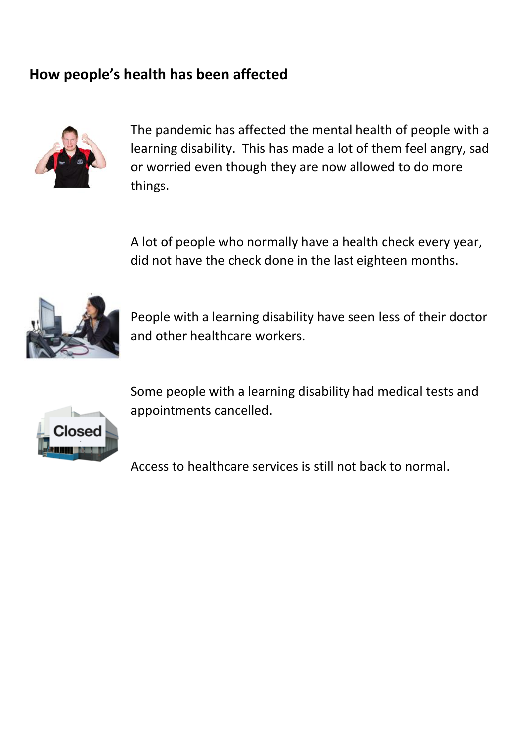## How people's health has been affected

The pandemic has affected the mental health of people with a learning disability. This has made a lot of them feel angry, sad or worried even though they are now allowed to do more things.

A lot of people who normally have a health check every year, did not have the check done in the last eighteen months.

People with a learning disability have seen less of their doctor and other healthcare workers.

Some people with a learning disability had medical tests and appointments cancelled.

Access to healthcare services is still not back to normal.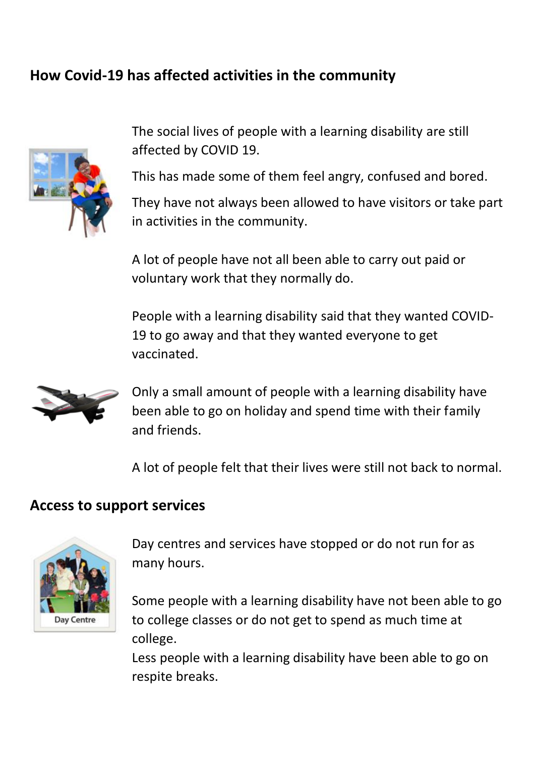## How Covid-19 has affected activities in the community

The social lives of people with a learning disability are still affected by COVID 19.

This has made some of them feel angry, confused and bored.

They have not always been allowed to have visitors or take part in activities in the community.

A lot of people have not all been able to carry out paid or voluntary work that they normally do.

People with a learning disability said that they wanted COVID-19 to go away and that they wanted everyone to get vaccinated.

Only a small amount of people with a learning disability have been able to go on holiday and spend time with their family and friends.

A lot of people felt that their lives were still not back to normal.

## Access to support services

Day centres and services have stopped or do not run for as many hours.

Some people with a learning disability have not been able to go to college classes or do not get to spend as much time at college.

Less people with a learning disability have been able to go on respite breaks.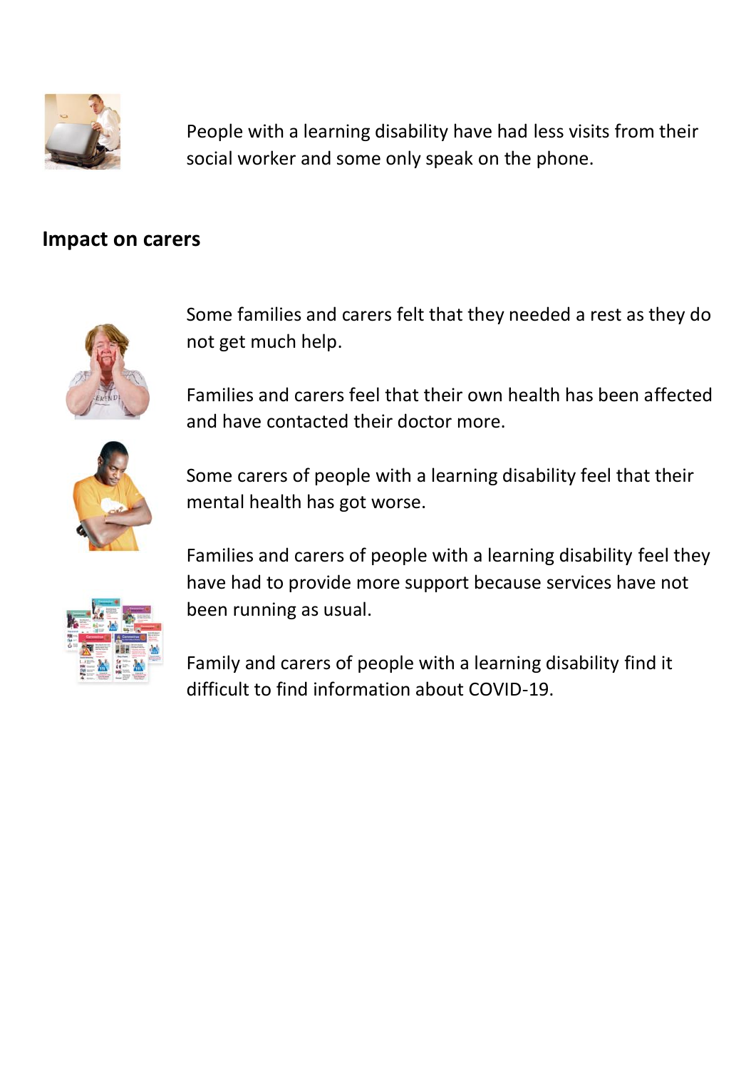People with a learning disability have had less visits from their social worker and some only speak on the phone.

## Impact on carers

Some families and carers felt that they needed a rest as they do not get much help.

Families and carers feel that their own health has been affected and have contacted their doctor more.

Some carers of people with a learning disability feel that their mental health has got worse.

Families and carers of people with a learning disability feel they have had to provide more support because services have not been running as usual.

Family and carers of people with a learning disability find it difficult to find information about COVID-19.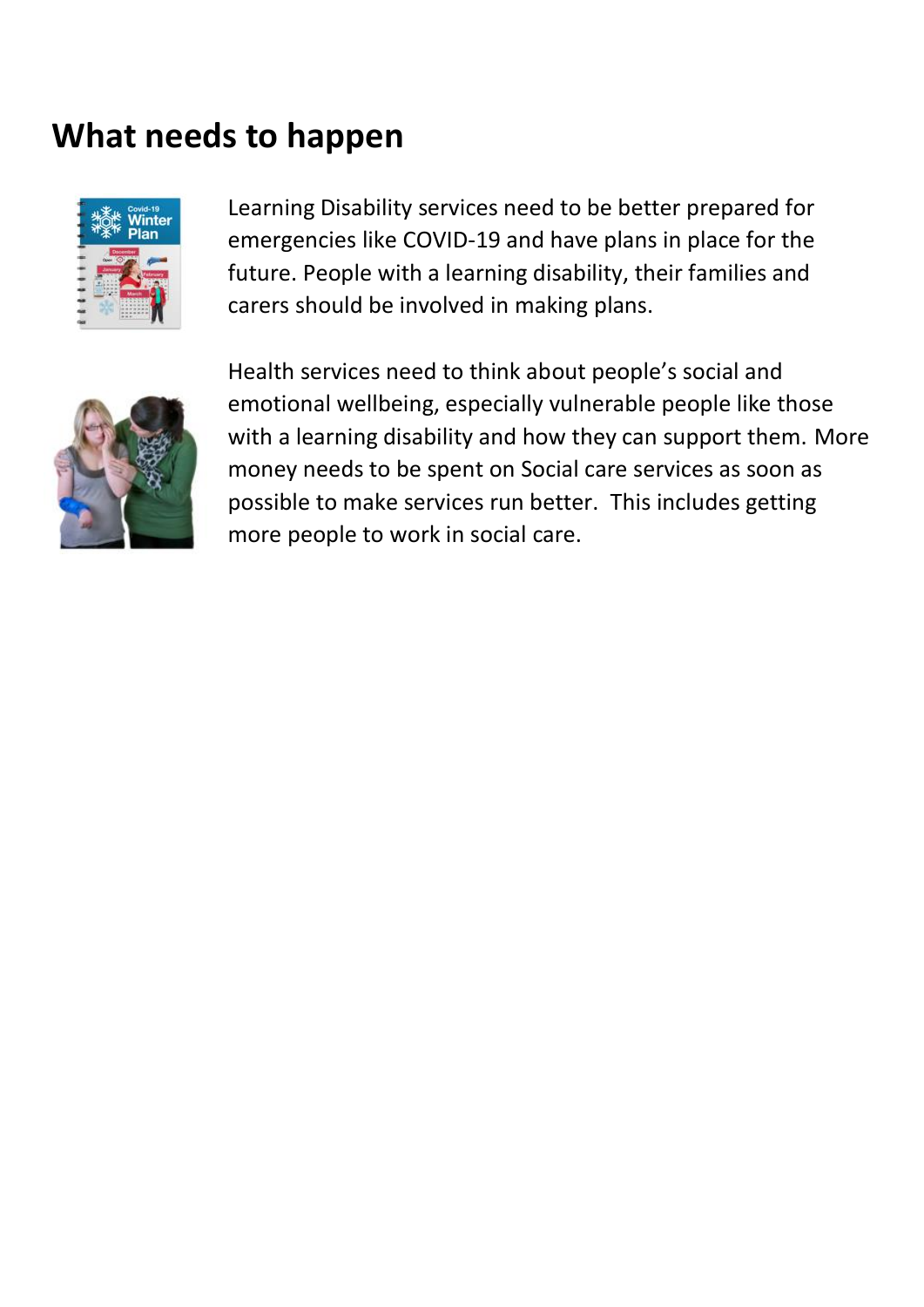## What needs to happen

Learning Disability services need to be better prepared for emergencies like COVID-19 and have plans in place for the future. People with a learning disability, their families and carers should be involved in making plans.

Health services need to think about people's social and emotional wellbeing, especially vulnerable people like those with a learning disability and how they can support them. More money needs to be spent on Social care services as soon as possible to make services run better. This includes getting more people to work in social care.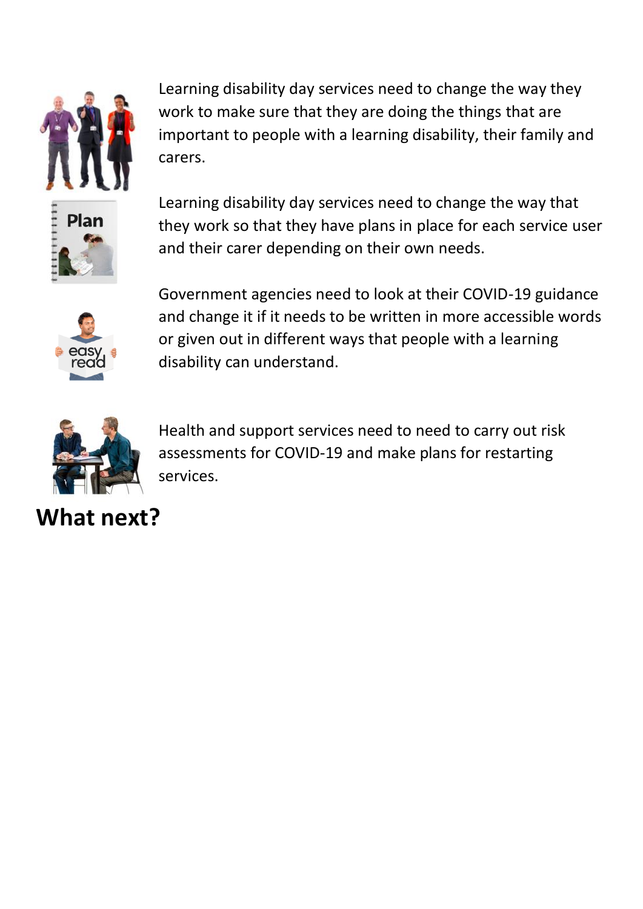Learning disability day services need to change the way they work to make sure that they are doing the things that are important to people with a learning disability, their family and carers.

Learning disability day services need to change the way that they work so that they have plans in place for each service user and their carer depending on their own needs.

Government agencies need to look at their COVID-19 guidance and change it if it needs to be written in more accessible words or given out in different ways that people with a learning disability can understand.

Health and support services need to need to carry out risk assessments for COVID-19 and make plans for restarting services.

## What next?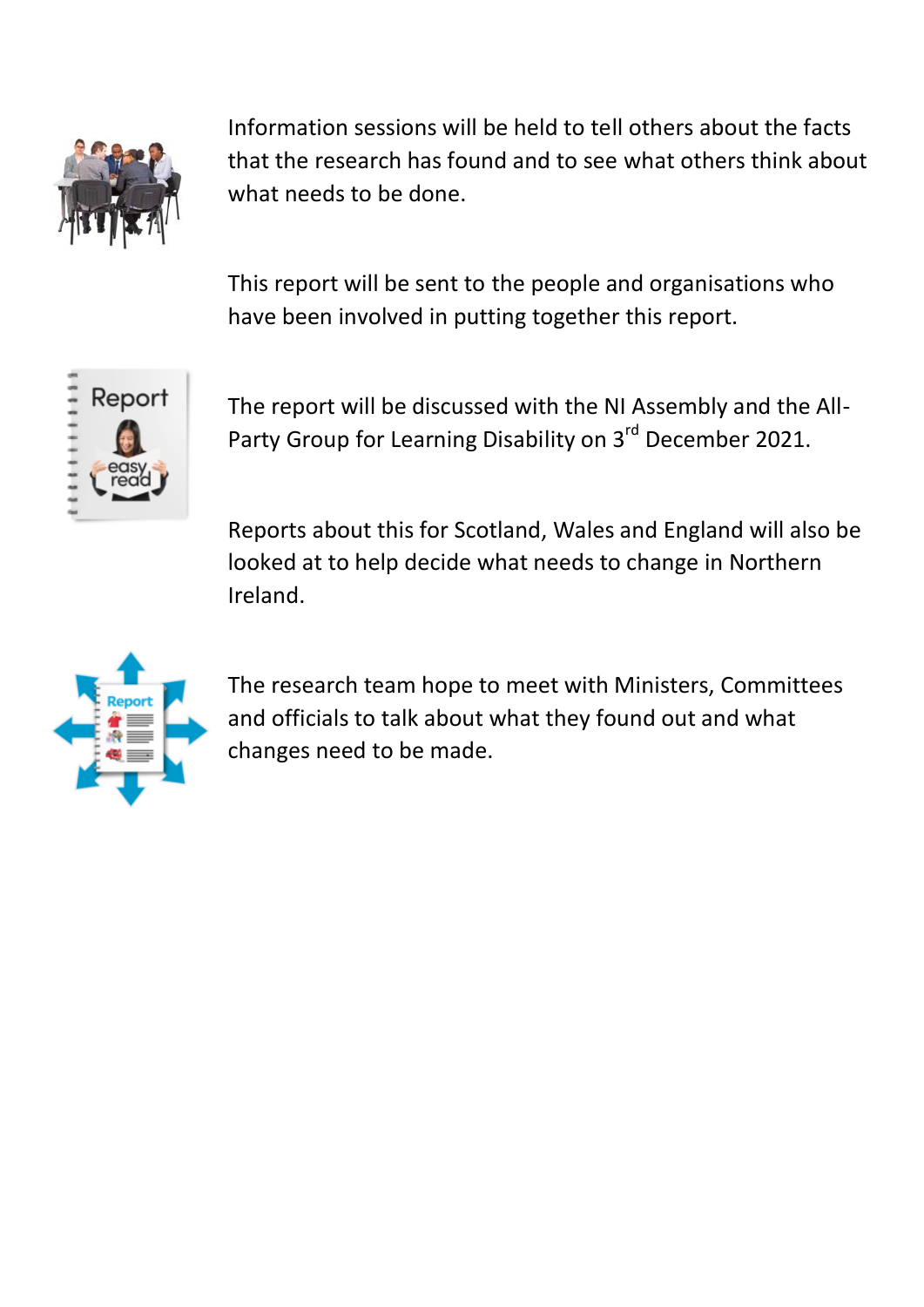Information sessions will be held to tell others about the facts that the research has found and to see what others think about what needs to be done.

This report will be sent to the people and organisations who have been involved in putting together this report.

The report will be discussed with the NI Assembly and the All-Party Group for Learning Disability on 3rd December 2021.

Reports about this for Scotland, Wales and England will also be looked at to help decide what needs to change in Northern Ireland.

The research team hope to meet with Ministers, Committees and officials to talk about what they found out and what changes need to be made.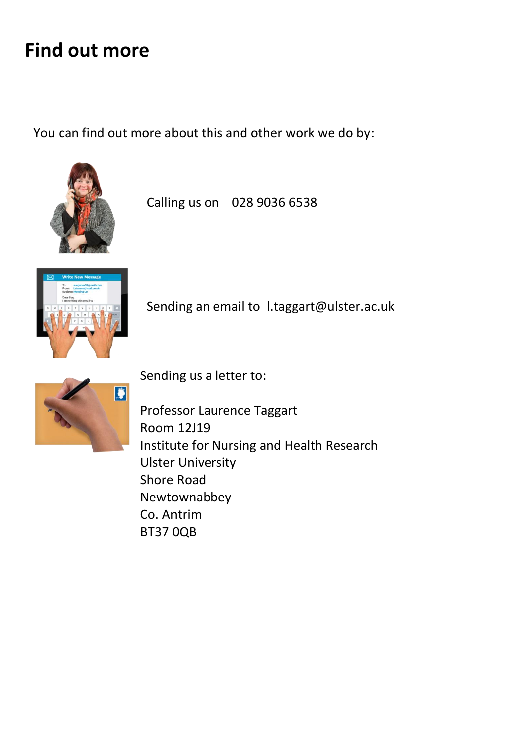# Find out more

You can find out more about this and other work we do by:

Calling us on 028 9036 6538

Sending an email to l.taggart@ulster.ac.uk

Sending us a letter to:

Professor Laurence Taggart
Room 12J19
Institute for Nursing and Health Research
Ulster University
Shore Road
Newtownabbey
Co. Antrim
BT37 0QB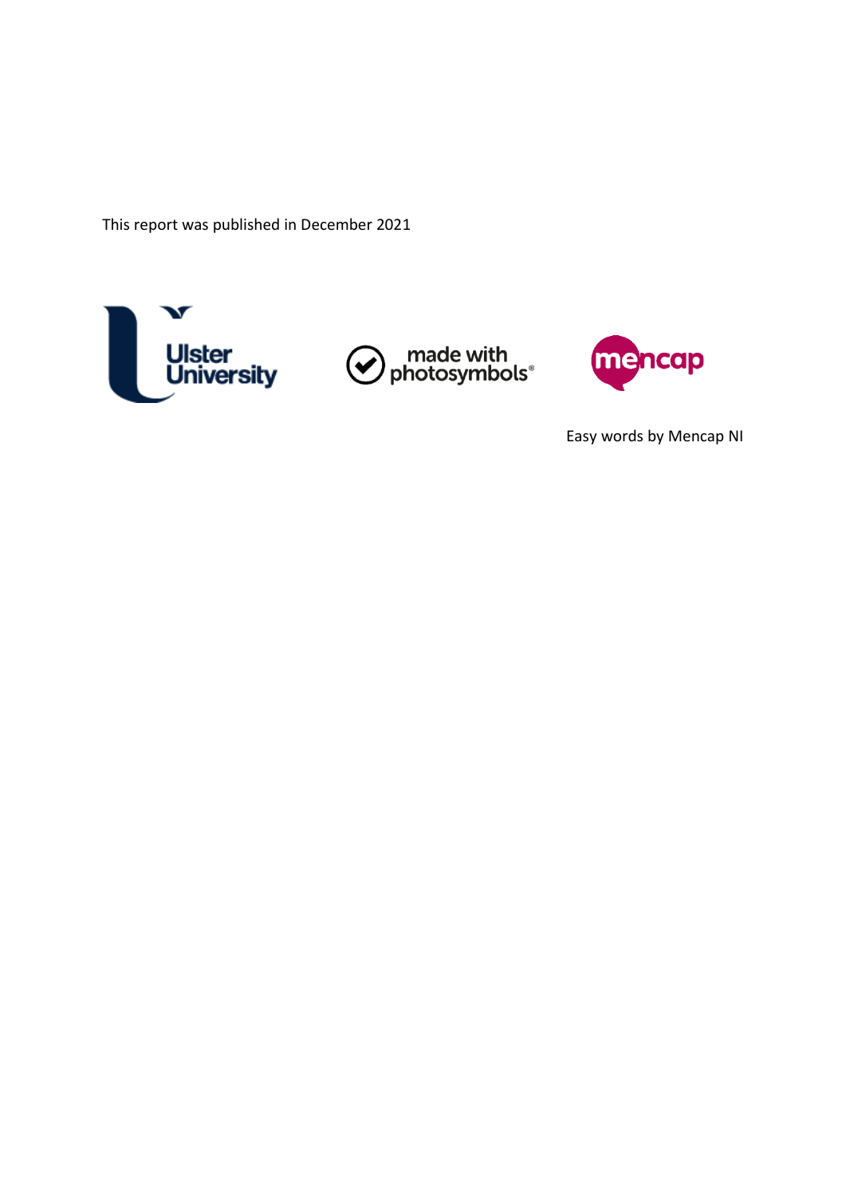This report was published in December 2021

Ulster University

made with photosymbols®

mencap

Easy words by Mencap NI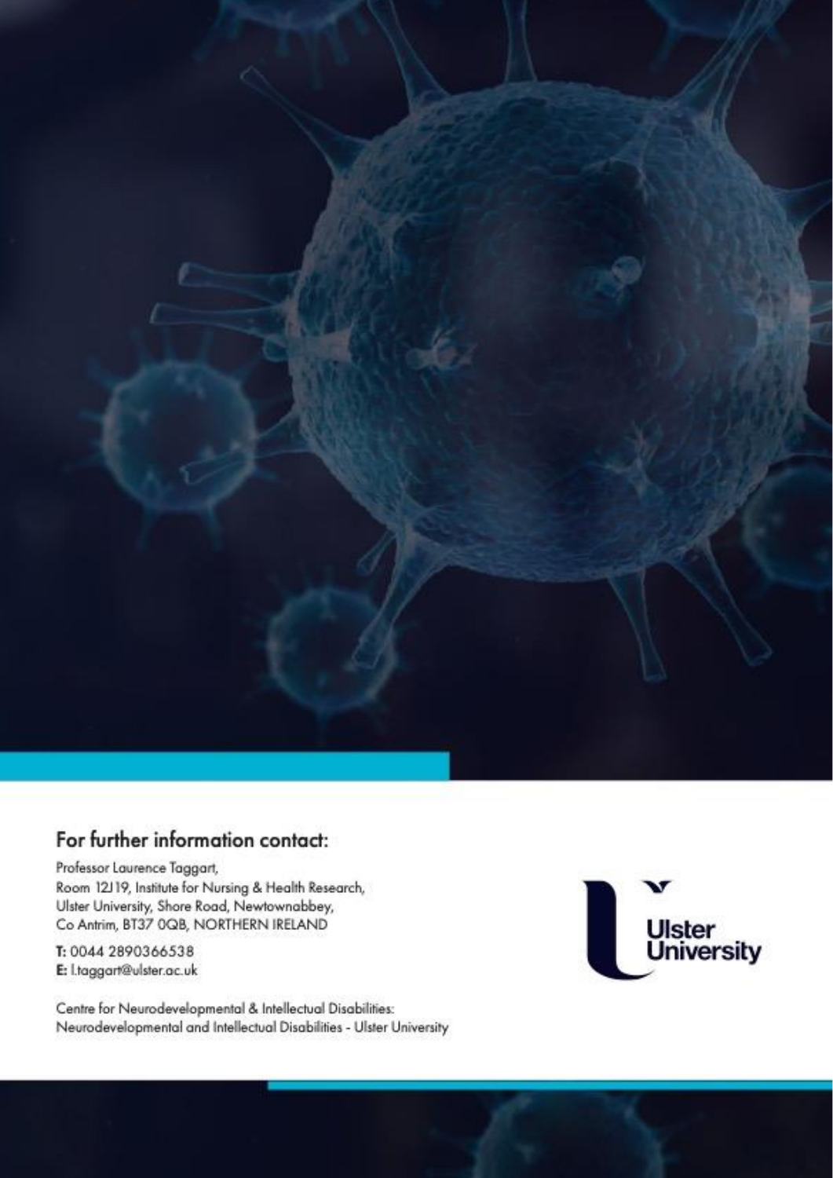## For further information contact:

Professor Laurence Taggart,
Room 12J19, Institute for Nursing & Health Research,
Ulster University, Shore Road, Newtownabbey,
Co Antrim, BT37 0QB, NORTHERN IRELAND

**T:** 0044 2890366538
**E:** l.taggart@ulster.ac.uk

Centre for Neurodevelopmental & Intellectual Disabilities:
Neurodevelopmental and Intellectual Disabilities - Ulster University

Ulster University